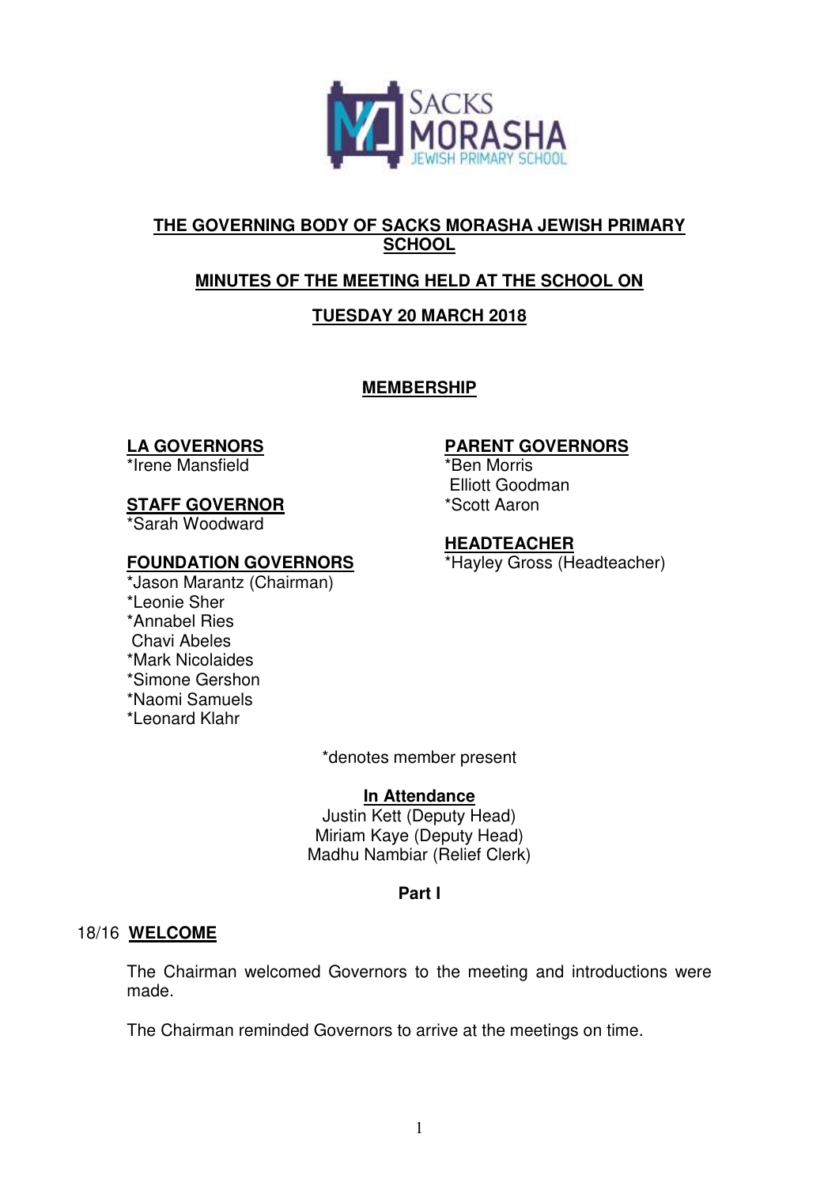## THE GOVERNING BODY OF SACKS MORASHA JEWISH PRIMARY SCHOOL

## MINUTES OF THE MEETING HELD AT THE SCHOOL ON

## TUESDAY 20 MARCH 2018

### MEMBERSHIP

**LA GOVERNORS**
*Irene Mansfield

**STAFF GOVERNOR**
*Sarah Woodward

**FOUNDATION GOVERNORS**
*Jason Marantz (Chairman)
*Leonie Sher
*Annabel Ries
Chavi Abeles
*Mark Nicolaides
*Simone Gershon
*Naomi Samuels
*Leonard Klahr

**PARENT GOVERNORS**
*Ben Morris
Elliott Goodman
*Scott Aaron

**HEADTEACHER**
*Hayley Gross (Headteacher)

*denotes member present

**In Attendance**
Justin Kett (Deputy Head)
Miriam Kaye (Deputy Head)
Madhu Nambiar (Relief Clerk)

**Part I**

18/16 **WELCOME**

The Chairman welcomed Governors to the meeting and introductions were made.

The Chairman reminded Governors to arrive at the meetings on time.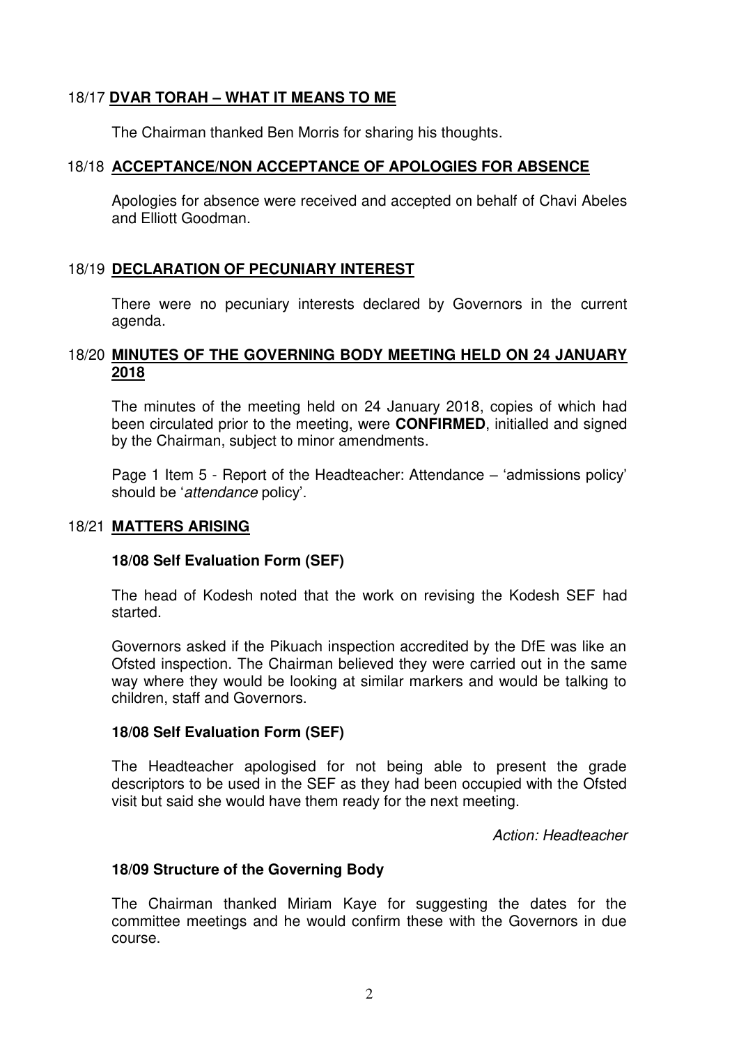## 18/17 **DVAR TORAH – WHAT IT MEANS TO ME**

The Chairman thanked Ben Morris for sharing his thoughts.

## 18/18 **ACCEPTANCE/NON ACCEPTANCE OF APOLOGIES FOR ABSENCE**

Apologies for absence were received and accepted on behalf of Chavi Abeles and Elliott Goodman.

## 18/19 **DECLARATION OF PECUNIARY INTEREST**

There were no pecuniary interests declared by Governors in the current agenda.

## 18/20 **MINUTES OF THE GOVERNING BODY MEETING HELD ON 24 JANUARY 2018**

The minutes of the meeting held on 24 January 2018, copies of which had been circulated prior to the meeting, were **CONFIRMED**, initialled and signed by the Chairman, subject to minor amendments.

Page 1 Item 5 - Report of the Headteacher: Attendance – 'admissions policy' should be '*attendance* policy'.

## 18/21 **MATTERS ARISING**

### 18/08 Self Evaluation Form (SEF)

The head of Kodesh noted that the work on revising the Kodesh SEF had started.

Governors asked if the Pikuach inspection accredited by the DfE was like an Ofsted inspection. The Chairman believed they were carried out in the same way where they would be looking at similar markers and would be talking to children, staff and Governors.

### 18/08 Self Evaluation Form (SEF)

The Headteacher apologised for not being able to present the grade descriptors to be used in the SEF as they had been occupied with the Ofsted visit but said she would have them ready for the next meeting.

*Action: Headteacher*

### 18/09 Structure of the Governing Body

The Chairman thanked Miriam Kaye for suggesting the dates for the committee meetings and he would confirm these with the Governors in due course.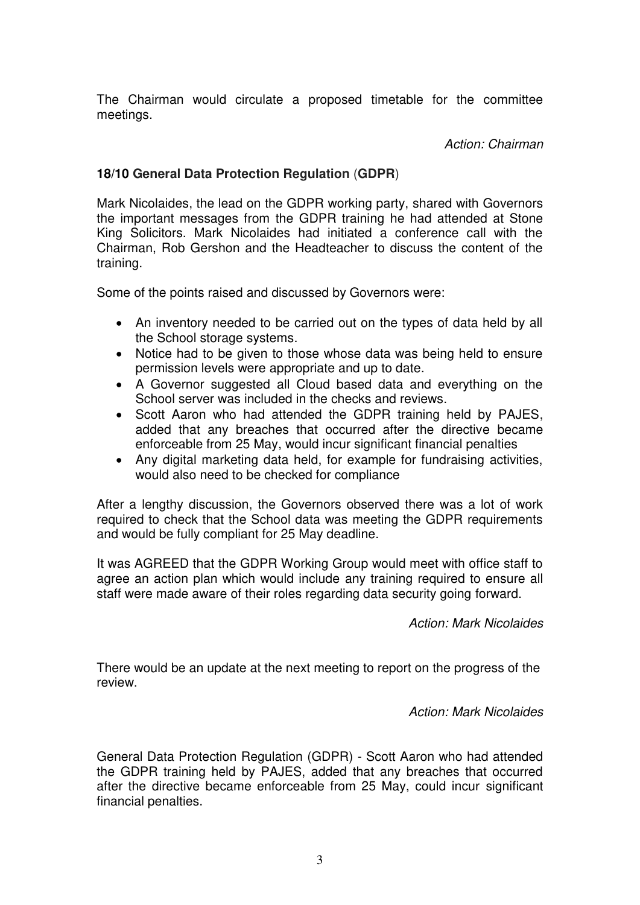The Chairman would circulate a proposed timetable for the committee meetings.

*Action: Chairman*

**18/10 General Data Protection Regulation (GDPR)**

Mark Nicolaides, the lead on the GDPR working party, shared with Governors the important messages from the GDPR training he had attended at Stone King Solicitors. Mark Nicolaides had initiated a conference call with the Chairman, Rob Gershon and the Headteacher to discuss the content of the training.

Some of the points raised and discussed by Governors were:

- An inventory needed to be carried out on the types of data held by all the School storage systems.
- Notice had to be given to those whose data was being held to ensure permission levels were appropriate and up to date.
- A Governor suggested all Cloud based data and everything on the School server was included in the checks and reviews.
- Scott Aaron who had attended the GDPR training held by PAJES, added that any breaches that occurred after the directive became enforceable from 25 May, would incur significant financial penalties
- Any digital marketing data held, for example for fundraising activities, would also need to be checked for compliance

After a lengthy discussion, the Governors observed there was a lot of work required to check that the School data was meeting the GDPR requirements and would be fully compliant for 25 May deadline.

It was AGREED that the GDPR Working Group would meet with office staff to agree an action plan which would include any training required to ensure all staff were made aware of their roles regarding data security going forward.

*Action: Mark Nicolaides*

There would be an update at the next meeting to report on the progress of the review.

*Action: Mark Nicolaides*

General Data Protection Regulation (GDPR) - Scott Aaron who had attended the GDPR training held by PAJES, added that any breaches that occurred after the directive became enforceable from 25 May, could incur significant financial penalties.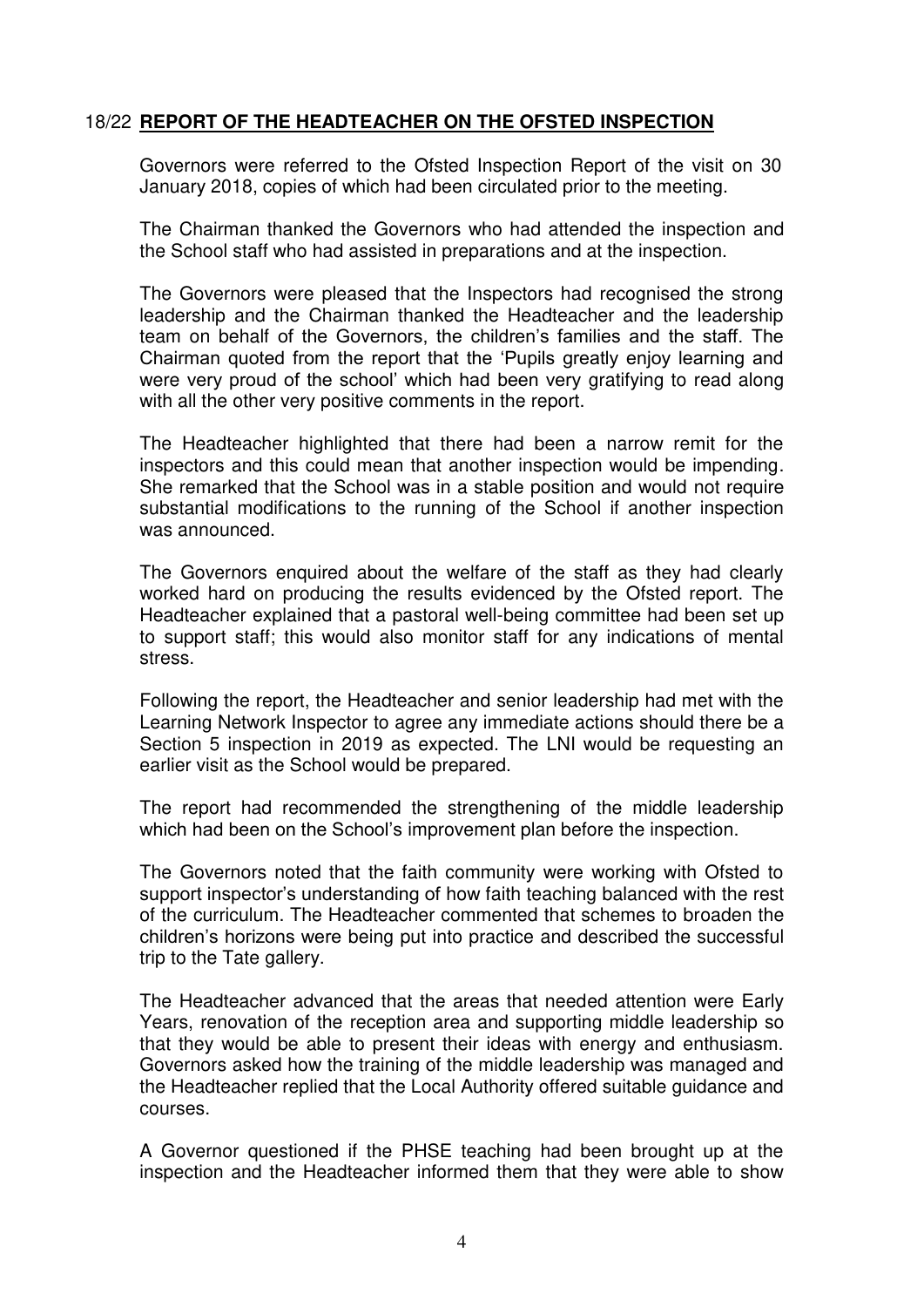## 18/22 **REPORT OF THE HEADTEACHER ON THE OFSTED INSPECTION**

Governors were referred to the Ofsted Inspection Report of the visit on 30 January 2018, copies of which had been circulated prior to the meeting.

The Chairman thanked the Governors who had attended the inspection and the School staff who had assisted in preparations and at the inspection.

The Governors were pleased that the Inspectors had recognised the strong leadership and the Chairman thanked the Headteacher and the leadership team on behalf of the Governors, the children's families and the staff. The Chairman quoted from the report that the 'Pupils greatly enjoy learning and were very proud of the school' which had been very gratifying to read along with all the other very positive comments in the report.

The Headteacher highlighted that there had been a narrow remit for the inspectors and this could mean that another inspection would be impending. She remarked that the School was in a stable position and would not require substantial modifications to the running of the School if another inspection was announced.

The Governors enquired about the welfare of the staff as they had clearly worked hard on producing the results evidenced by the Ofsted report. The Headteacher explained that a pastoral well-being committee had been set up to support staff; this would also monitor staff for any indications of mental stress.

Following the report, the Headteacher and senior leadership had met with the Learning Network Inspector to agree any immediate actions should there be a Section 5 inspection in 2019 as expected. The LNI would be requesting an earlier visit as the School would be prepared.

The report had recommended the strengthening of the middle leadership which had been on the School's improvement plan before the inspection.

The Governors noted that the faith community were working with Ofsted to support inspector's understanding of how faith teaching balanced with the rest of the curriculum. The Headteacher commented that schemes to broaden the children's horizons were being put into practice and described the successful trip to the Tate gallery.

The Headteacher advanced that the areas that needed attention were Early Years, renovation of the reception area and supporting middle leadership so that they would be able to present their ideas with energy and enthusiasm. Governors asked how the training of the middle leadership was managed and the Headteacher replied that the Local Authority offered suitable guidance and courses.

A Governor questioned if the PHSE teaching had been brought up at the inspection and the Headteacher informed them that they were able to show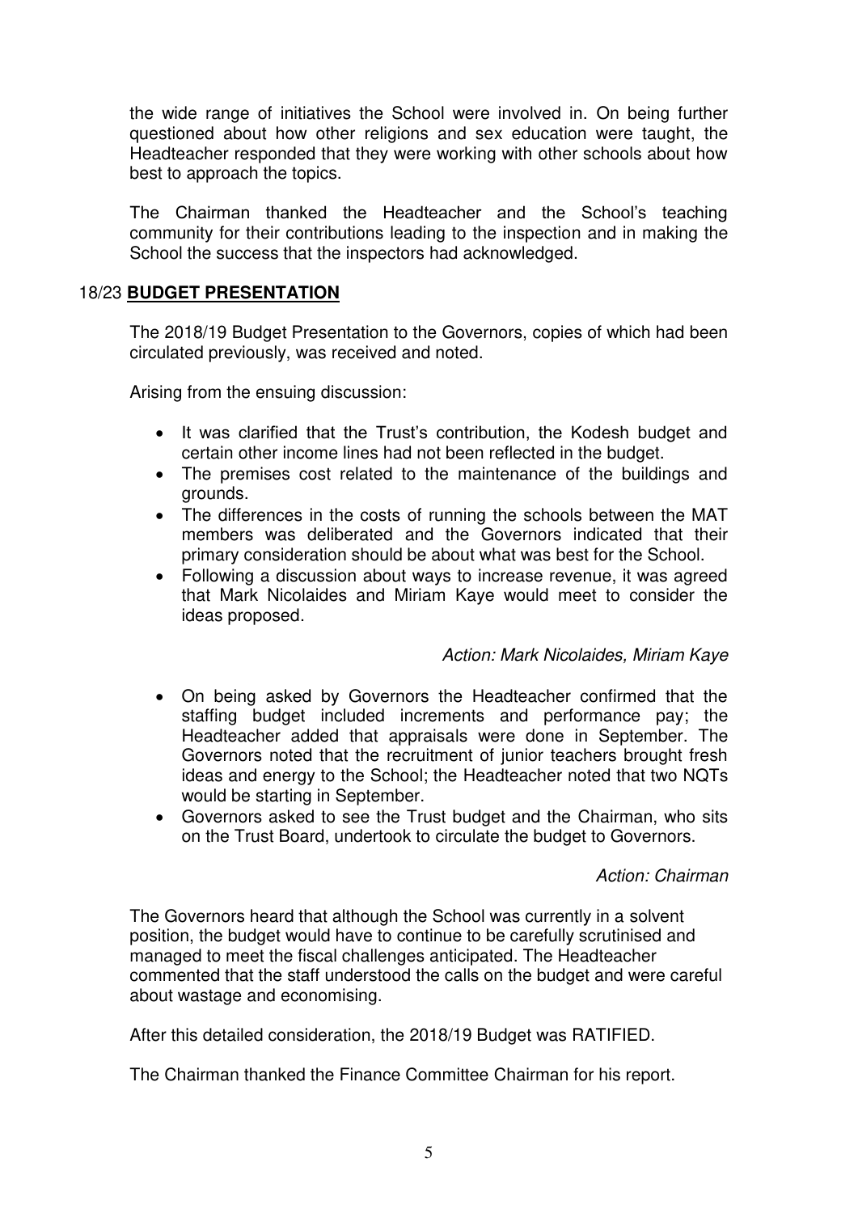the wide range of initiatives the School were involved in. On being further questioned about how other religions and sex education were taught, the Headteacher responded that they were working with other schools about how best to approach the topics.

The Chairman thanked the Headteacher and the School's teaching community for their contributions leading to the inspection and in making the School the success that the inspectors had acknowledged.

## 18/23 **BUDGET PRESENTATION**

The 2018/19 Budget Presentation to the Governors, copies of which had been circulated previously, was received and noted.

Arising from the ensuing discussion:

- It was clarified that the Trust's contribution, the Kodesh budget and certain other income lines had not been reflected in the budget.
- The premises cost related to the maintenance of the buildings and grounds.
- The differences in the costs of running the schools between the MAT members was deliberated and the Governors indicated that their primary consideration should be about what was best for the School.
- Following a discussion about ways to increase revenue, it was agreed that Mark Nicolaides and Miriam Kaye would meet to consider the ideas proposed.

*Action: Mark Nicolaides, Miriam Kaye*

- On being asked by Governors the Headteacher confirmed that the staffing budget included increments and performance pay; the Headteacher added that appraisals were done in September. The Governors noted that the recruitment of junior teachers brought fresh ideas and energy to the School; the Headteacher noted that two NQTs would be starting in September.
- Governors asked to see the Trust budget and the Chairman, who sits on the Trust Board, undertook to circulate the budget to Governors.

*Action: Chairman*

The Governors heard that although the School was currently in a solvent position, the budget would have to continue to be carefully scrutinised and managed to meet the fiscal challenges anticipated. The Headteacher commented that the staff understood the calls on the budget and were careful about wastage and economising.

After this detailed consideration, the 2018/19 Budget was RATIFIED.

The Chairman thanked the Finance Committee Chairman for his report.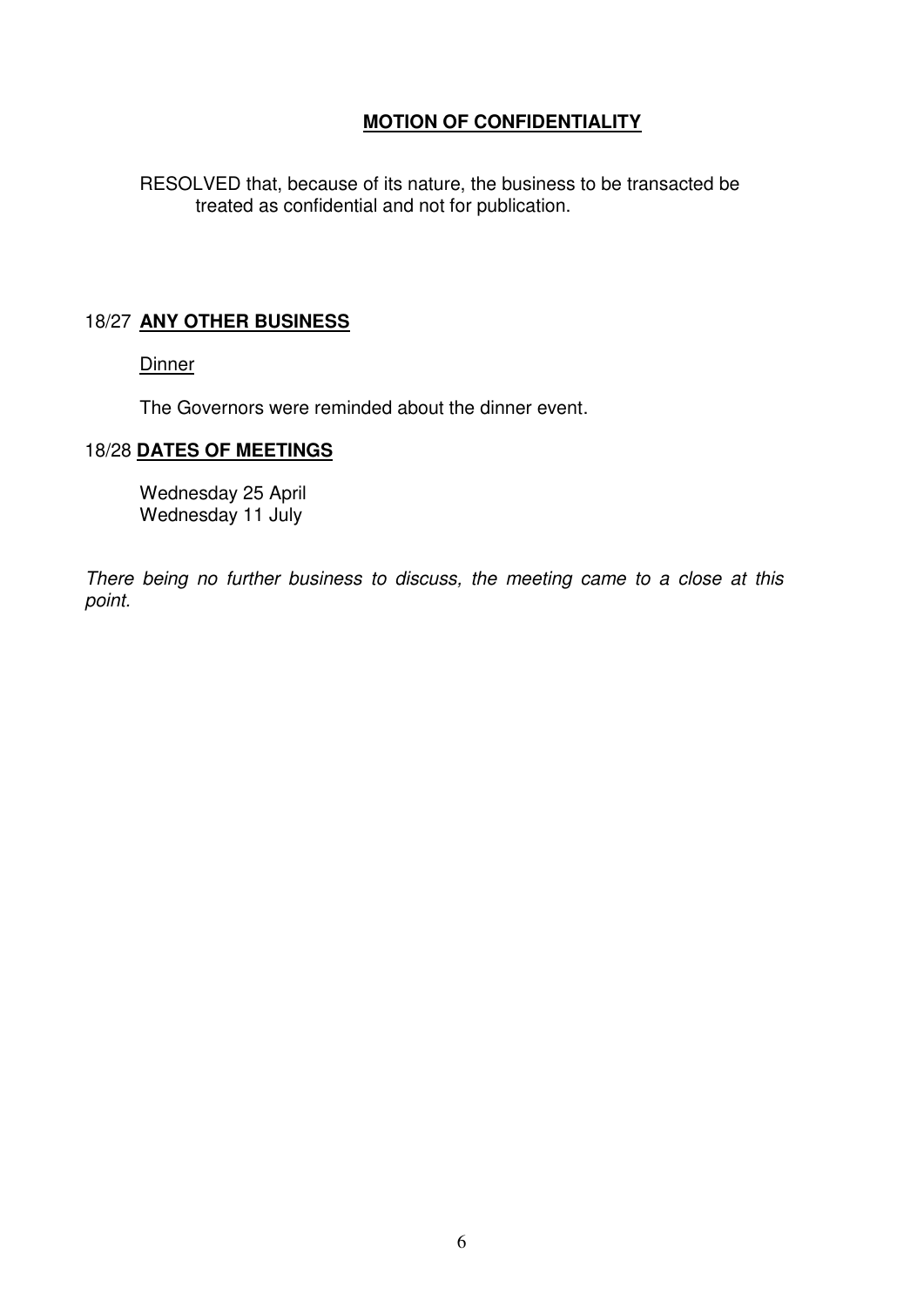**MOTION OF CONFIDENTIALITY**

RESOLVED that, because of its nature, the business to be transacted be treated as confidential and not for publication.

## 18/27 **ANY OTHER BUSINESS**

Dinner

The Governors were reminded about the dinner event.

## 18/28 **DATES OF MEETINGS**

Wednesday 25 April
Wednesday 11 July

*There being no further business to discuss, the meeting came to a close at this point.*